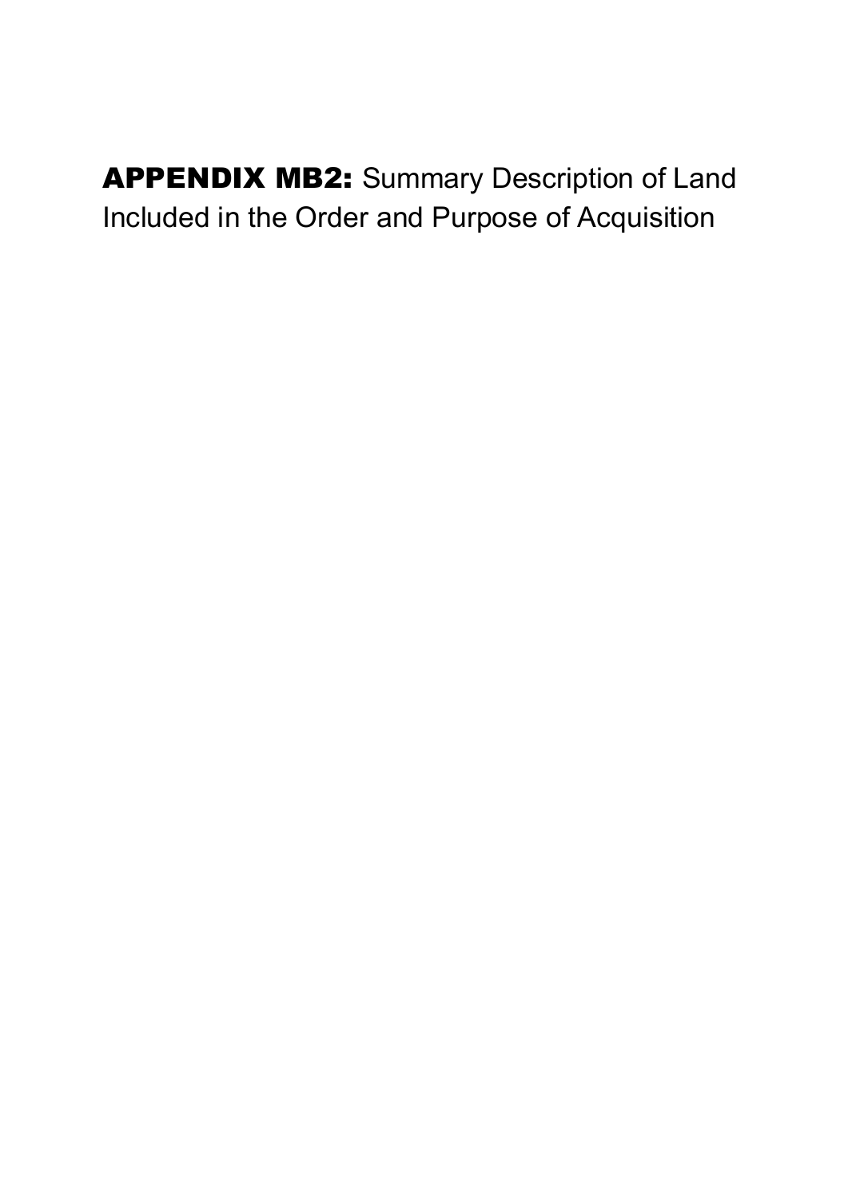# **APPENDIX MB2:** Summary Description of Land Included in the Order and Purpose of Acquisition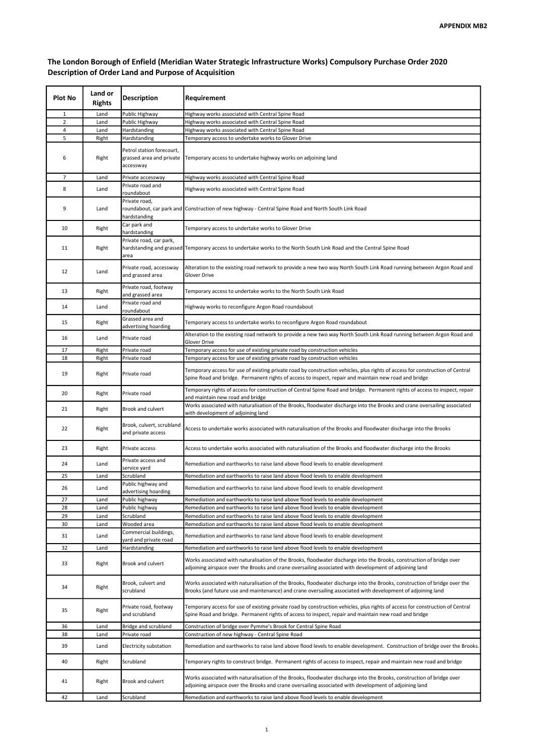**APPENDIX MB2**

## The London Borough of Enfield (Meridian Water Strategic Infrastructure Works) Compulsory Purchase Order 2020
## Description of Order Land and Purpose of Acquisition

| Plot No | Land or Rights | Description | Requirement |
|---|---|---|---|
| 1 | Land | Public Highway | Highway works associated with Central Spine Road |
| 2 | Land | Public Highway | Highway works associated with Central Spine Road |
| 4 | Land | Hardstanding | Highway works associated with Central Spine Road |
| 5 | Right | Hardstanding | Temporary access to undertake works to Glover Drive |
| 6 | Right | Petrol station forecourt, grassed area and private accessway | Temporary access to undertake highway works on adjoining land |
| 7 | Land | Private accessway | Highway works associated with Central Spine Road |
| 8 | Land | Private road and roundabout | Highway works associated with Central Spine Road |
| 9 | Land | Private road, roundabout, car park and hardstanding | Construction of new highway - Central Spine Road and North South Link Road |
| 10 | Right | Car park and hardstanding | Temporary access to undertake works to Glover Drive |
| 11 | Right | Private road, car park, hardstanding and grassed area | Temporary access to undertake works to the North South Link Road and the Central Spine Road |
| 12 | Land | Private road, accessway and grassed area | Alteration to the existing road network to provide a new two way North South Link Road running between Argon Road and Glover Drive |
| 13 | Right | Private road, footway and grassed area | Temporary access to undertake works to the North South Link Road |
| 14 | Land | Private road and roundabout | Highway works to reconfigure Argon Road roundabout |
| 15 | Right | Grassed area and advertising hoarding | Temporary access to undertake works to reconfigure Argon Road roundabout |
| 16 | Land | Private road | Alteration to the existing road network to provide a new two way North South Link Road running between Argon Road and Glover Drive |
| 17 | Right | Private road | Temporary access for use of existing private road by construction vehicles |
| 18 | Right | Private road | Temporary access for use of existing private road by construction vehicles |
| 19 | Right | Private road | Temporary access for use of existing private road by construction vehicles, plus rights of access for construction of Central Spine Road and bridge. Permanent rights of access to inspect, repair and maintain new road and bridge |
| 20 | Right | Private road | Temporary rights of access for construction of Central Spine Road and bridge. Permanent rights of access to inspect, repair and maintain new road and bridge |
| 21 | Right | Brook and culvert | Works associated with naturalisation of the Brooks, floodwater discharge into the Brooks and crane oversailing associated with development of adjoining land |
| 22 | Right | Brook, culvert, scrubland and private access | Access to undertake works associated with naturalisation of the Brooks and floodwater discharge into the Brooks |
| 23 | Right | Private access | Access to undertake works associated with naturalisation of the Brooks and floodwater discharge into the Brooks |
| 24 | Land | Private access and service yard | Remediation and earthworks to raise land above flood levels to enable development |
| 25 | Land | Scrubland | Remediation and earthworks to raise land above flood levels to enable development |
| 26 | Land | Public highway and advertising hoarding | Remediation and earthworks to raise land above flood levels to enable development |
| 27 | Land | Public highway | Remediation and earthworks to raise land above flood levels to enable development |
| 28 | Land | Public highway | Remediation and earthworks to raise land above flood levels to enable development |
| 29 | Land | Scrubland | Remediation and earthworks to raise land above flood levels to enable development |
| 30 | Land | Wooded area | Remediation and earthworks to raise land above flood levels to enable development |
| 31 | Land | Commercial buildings, yard and private road | Remediation and earthworks to raise land above flood levels to enable development |
| 32 | Land | Hardstanding | Remediation and earthworks to raise land above flood levels to enable development |
| 33 | Right | Brook and culvert | Works associated with naturalisation of the Brooks, floodwater discharge into the Brooks, construction of bridge over adjoining airspace over the Brooks and crane oversailing associated with development of adjoining land |
| 34 | Right | Brook, culvert and scrubland | Works associated with naturalisation of the Brooks, floodwater discharge into the Brooks, construction of bridge over the Brooks (and future use and maintenance) and crane oversailing associated with development of adjoining land |
| 35 | Right | Private road, footway and scrubland | Temporary access for use of existing private road by construction vehicles, plus rights of access for construction of Central Spine Road and bridge. Permanent rights of access to inspect, repair and maintain new road and bridge |
| 36 | Land | Bridge and scrubland | Construction of bridge over Pymme's Brook for Central Spine Road |
| 38 | Land | Private road | Construction of new highway - Central Spine Road |
| 39 | Land | Electricity substation | Remediation and earthworks to raise land above flood levels to enable development. Construction of bridge over the Brooks. |
| 40 | Right | Scrubland | Temporary rights to construct bridge. Permanent rights of access to inspect, repair and maintain new road and bridge |
| 41 | Right | Brook and culvert | Works associated with naturalisation of the Brooks, floodwater discharge into the Brooks, construction of bridge over adjoining airspace over the Brooks and crane oversailing associated with development of adjoining land |
| 42 | Land | Scrubland | Remediation and earthworks to raise land above flood levels to enable development |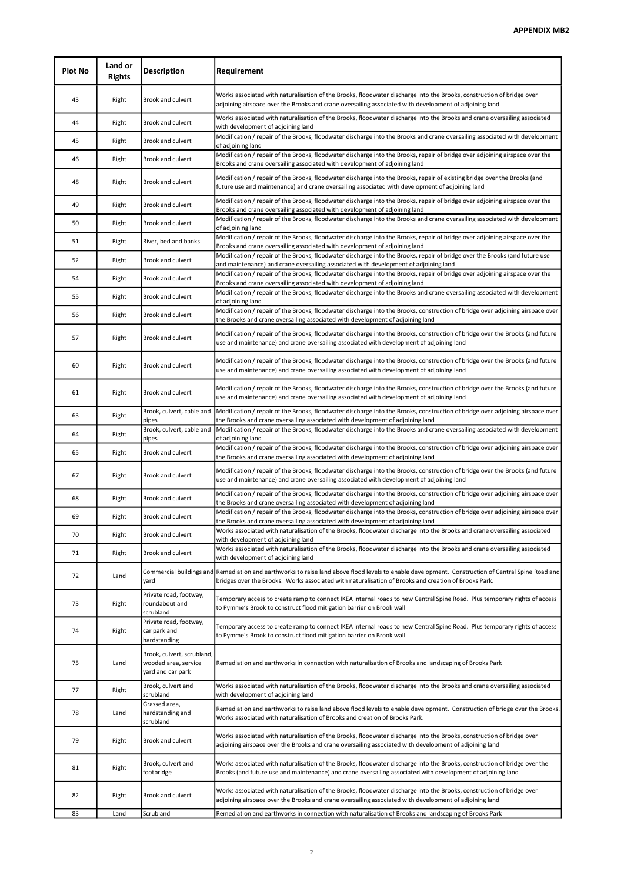**APPENDIX MB2**

| Plot No | Land or Rights | Description | Requirement |
|---|---|---|---|
| 43 | Right | Brook and culvert | Works associated with naturalisation of the Brooks, floodwater discharge into the Brooks, construction of bridge over adjoining airspace over the Brooks and crane oversailing associated with development of adjoining land |
| 44 | Right | Brook and culvert | Works associated with naturalisation of the Brooks, floodwater discharge into the Brooks and crane oversailing associated with development of adjoining land |
| 45 | Right | Brook and culvert | Modification / repair of the Brooks, floodwater discharge into the Brooks and crane oversailing associated with development of adjoining land |
| 46 | Right | Brook and culvert | Modification / repair of the Brooks, floodwater discharge into the Brooks, repair of bridge over adjoining airspace over the Brooks and crane oversailing associated with development of adjoining land |
| 48 | Right | Brook and culvert | Modification / repair of the Brooks, floodwater discharge into the Brooks, repair of existing bridge over the Brooks (and future use and maintenance) and crane oversailing associated with development of adjoining land |
| 49 | Right | Brook and culvert | Modification / repair of the Brooks, floodwater discharge into the Brooks, repair of bridge over adjoining airspace over the Brooks and crane oversailing associated with development of adjoining land |
| 50 | Right | Brook and culvert | Modification / repair of the Brooks, floodwater discharge into the Brooks and crane oversailing associated with development of adjoining land |
| 51 | Right | River, bed and banks | Modification / repair of the Brooks, floodwater discharge into the Brooks, repair of bridge over adjoining airspace over the Brooks and crane oversailing associated with development of adjoining land |
| 52 | Right | Brook and culvert | Modification / repair of the Brooks, floodwater discharge into the Brooks, repair of bridge over the Brooks (and future use and maintenance) and crane oversailing associated with development of adjoining land |
| 54 | Right | Brook and culvert | Modification / repair of the Brooks, floodwater discharge into the Brooks, repair of bridge over adjoining airspace over the Brooks and crane oversailing associated with development of adjoining land |
| 55 | Right | Brook and culvert | Modification / repair of the Brooks, floodwater discharge into the Brooks and crane oversailing associated with development of adjoining land |
| 56 | Right | Brook and culvert | Modification / repair of the Brooks, floodwater discharge into the Brooks, construction of bridge over adjoining airspace over the Brooks and crane oversailing associated with development of adjoining land |
| 57 | Right | Brook and culvert | Modification / repair of the Brooks, floodwater discharge into the Brooks, construction of bridge over the Brooks (and future use and maintenance) and crane oversailing associated with development of adjoining land |
| 60 | Right | Brook and culvert | Modification / repair of the Brooks, floodwater discharge into the Brooks, construction of bridge over the Brooks (and future use and maintenance) and crane oversailing associated with development of adjoining land |
| 61 | Right | Brook and culvert | Modification / repair of the Brooks, floodwater discharge into the Brooks, construction of bridge over the Brooks (and future use and maintenance) and crane oversailing associated with development of adjoining land |
| 63 | Right | Brook, culvert, cable and pipes | Modification / repair of the Brooks, floodwater discharge into the Brooks, construction of bridge over adjoining airspace over the Brooks and crane oversailing associated with development of adjoining land |
| 64 | Right | Brook, culvert, cable and pipes | Modification / repair of the Brooks, floodwater discharge into the Brooks and crane oversailing associated with development of adjoining land |
| 65 | Right | Brook and culvert | Modification / repair of the Brooks, floodwater discharge into the Brooks, construction of bridge over adjoining airspace over the Brooks and crane oversailing associated with development of adjoining land |
| 67 | Right | Brook and culvert | Modification / repair of the Brooks, floodwater discharge into the Brooks, construction of bridge over the Brooks (and future use and maintenance) and crane oversailing associated with development of adjoining land |
| 68 | Right | Brook and culvert | Modification / repair of the Brooks, floodwater discharge into the Brooks, construction of bridge over adjoining airspace over the Brooks and crane oversailing associated with development of adjoining land |
| 69 | Right | Brook and culvert | Modification / repair of the Brooks, floodwater discharge into the Brooks, construction of bridge over adjoining airspace over the Brooks and crane oversailing associated with development of adjoining land |
| 70 | Right | Brook and culvert | Works associated with naturalisation of the Brooks, floodwater discharge into the Brooks and crane oversailing associated with development of adjoining land |
| 71 | Right | Brook and culvert | Works associated with naturalisation of the Brooks, floodwater discharge into the Brooks and crane oversailing associated with development of adjoining land |
| 72 | Land | Commercial buildings and yard | Remediation and earthworks to raise land above flood levels to enable development. Construction of Central Spine Road and bridges over the Brooks. Works associated with naturalisation of Brooks and creation of Brooks Park. |
| 73 | Right | Private road, footway, roundabout and scrubland | Temporary access to create ramp to connect IKEA internal roads to new Central Spine Road. Plus temporary rights of access to Pymme's Brook to construct flood mitigation barrier on Brook wall |
| 74 | Right | Private road, footway, car park and hardstanding | Temporary access to create ramp to connect IKEA internal roads to new Central Spine Road. Plus temporary rights of access to Pymme's Brook to construct flood mitigation barrier on Brook wall |
| 75 | Land | Brook, culvert, scrubland, wooded area, service yard and car park | Remediation and earthworks in connection with naturalisation of Brooks and landscaping of Brooks Park |
| 77 | Right | Brook, culvert and scrubland | Works associated with naturalisation of the Brooks, floodwater discharge into the Brooks and crane oversailing associated with development of adjoining land |
| 78 | Land | Grassed area, hardstanding and scrubland | Remediation and earthworks to raise land above flood levels to enable development. Construction of bridge over the Brooks. Works associated with naturalisation of Brooks and creation of Brooks Park. |
| 79 | Right | Brook and culvert | Works associated with naturalisation of the Brooks, floodwater discharge into the Brooks, construction of bridge over adjoining airspace over the Brooks and crane oversailing associated with development of adjoining land |
| 81 | Right | Brook, culvert and footbridge | Works associated with naturalisation of the Brooks, floodwater discharge into the Brooks, construction of bridge over the Brooks (and future use and maintenance) and crane oversailing associated with development of adjoining land |
| 82 | Right | Brook and culvert | Works associated with naturalisation of the Brooks, floodwater discharge into the Brooks, construction of bridge over adjoining airspace over the Brooks and crane oversailing associated with development of adjoining land |
| 83 | Land | Scrubland | Remediation and earthworks in connection with naturalisation of Brooks and landscaping of Brooks Park |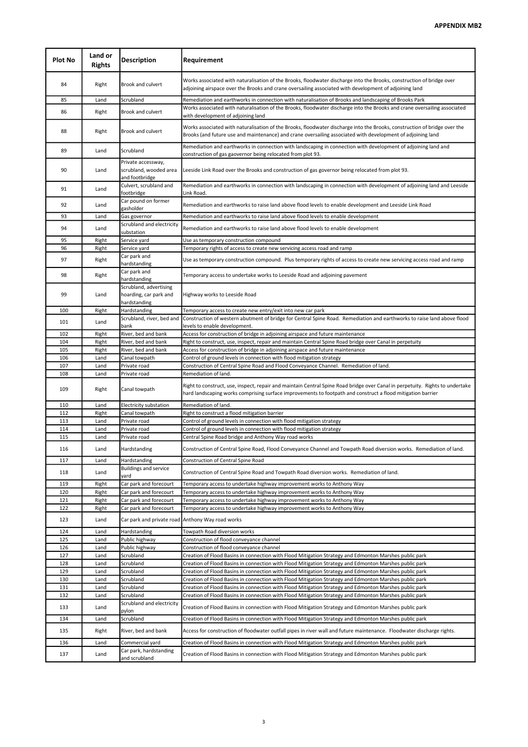**APPENDIX MB2**

| Plot No | Land or Rights | Description | Requirement |
|---|---|---|---|
| 84 | Right | Brook and culvert | Works associated with naturalisation of the Brooks, floodwater discharge into the Brooks, construction of bridge over adjoining airspace over the Brooks and crane oversailing associated with development of adjoining land |
| 85 | Land | Scrubland | Remediation and earthworks in connection with naturalisation of Brooks and landscaping of Brooks Park |
| 86 | Right | Brook and culvert | Works associated with naturalisation of the Brooks, floodwater discharge into the Brooks and crane oversailing associated with development of adjoining land |
| 88 | Right | Brook and culvert | Works associated with naturalisation of the Brooks, floodwater discharge into the Brooks, construction of bridge over the Brooks (and future use and maintenance) and crane oversailing associated with development of adjoining land |
| 89 | Land | Scrubland | Remediation and earthworks in connection with landscaping in connection with development of adjoining land and construction of gas gaovernor being relocated from plot 93. |
| 90 | Land | Private accessway, scrubland, wooded area and footbridge | Leeside Link Road over the Brooks and construction of gas governor being relocated from plot 93. |
| 91 | Land | Culvert, scrubland and footbridge | Remediation and earthworks in connection with landscaping in connection with development of adjoining land and Leeside Link Road. |
| 92 | Land | Car pound on former gasholder | Remediation and earthworks to raise land above flood levels to enable development and Leeside Link Road |
| 93 | Land | Gas governor | Remediation and earthworks to raise land above flood levels to enable development |
| 94 | Land | Scrubland and electricity substation | Remediation and earthworks to raise land above flood levels to enable development |
| 95 | Right | Service yard | Use as temporary construction compound |
| 96 | Right | Service yard | Temporary rights of access to create new servicing access road and ramp |
| 97 | Right | Car park and hardstanding | Use as temporary construction compound. Plus temporary rights of access to create new servicing access road and ramp |
| 98 | Right | Car park and hardstanding | Temporary access to undertake works to Leeside Road and adjoining pavement |
| 99 | Land | Scrubland, advertising hoarding, car park and hardstanding | Highway works to Leeside Road |
| 100 | Right | Hardstanding | Temporary access to create new entry/exit into new car park |
| 101 | Land | Scrubland, river, bed and bank | Construction of western abutment of bridge for Central Spine Road. Remediation and earthworks to raise land above flood levels to enable development. |
| 102 | Right | River, bed and bank | Access for construction of bridge in adjoining airspace and future maintenance |
| 104 | Right | River, bed and bank | Right to construct, use, inspect, repair and maintain Central Spine Road bridge over Canal in perpetuity |
| 105 | Right | River, bed and bank | Access for construction of bridge in adjoining airspace and future maintenance |
| 106 | Land | Canal towpath | Control of ground levels in connection with flood mitigation strategy |
| 107 | Land | Private road | Construction of Central Spine Road and Flood Conveyance Channel. Remediation of land. |
| 108 | Land | Private road | Remediation of land. |
| 109 | Right | Canal towpath | Right to construct, use, inspect, repair and maintain Central Spine Road bridge over Canal in perpetuity. Rights to undertake hard landscaping works comprising surface improvements to footpath and construct a flood mitigation barrier |
| 110 | Land | Electricity substation | Remediation of land. |
| 112 | Right | Canal towpath | Right to construct a flood mitigation barrier |
| 113 | Land | Private road | Control of ground levels in connection with flood mitigation strategy |
| 114 | Land | Private road | Control of ground levels in connection with flood mitigation strategy |
| 115 | Land | Private road | Central Spine Road bridge and Anthony Way road works |
| 116 | Land | Hardstanding | Construction of Central Spine Road, Flood Conveyance Channel and Towpath Road diversion works. Remediation of land. |
| 117 | Land | Hardstanding | Construction of Central Spine Road |
| 118 | Land | Buildings and service yard | Construction of Central Spine Road and Towpath Road diversion works. Remediation of land. |
| 119 | Right | Car park and forecourt | Temporary access to undertake highway improvement works to Anthony Way |
| 120 | Right | Car park and forecourt | Temporary access to undertake highway improvement works to Anthony Way |
| 121 | Right | Car park and forecourt | Temporary access to undertake highway improvement works to Anthony Way |
| 122 | Right | Car park and forecourt | Temporary access to undertake highway improvement works to Anthony Way |
| 123 | Land | Car park and private road | Anthony Way road works |
| 124 | Land | Hardstanding | Towpath Road diversion works |
| 125 | Land | Public highway | Construction of flood conveyance channel |
| 126 | Land | Public highway | Construction of flood conveyance channel |
| 127 | Land | Scrubland | Creation of Flood Basins in connection with Flood Mitigation Strategy and Edmonton Marshes public park |
| 128 | Land | Scrubland | Creation of Flood Basins in connection with Flood Mitigation Strategy and Edmonton Marshes public park |
| 129 | Land | Scrubland | Creation of Flood Basins in connection with Flood Mitigation Strategy and Edmonton Marshes public park |
| 130 | Land | Scrubland | Creation of Flood Basins in connection with Flood Mitigation Strategy and Edmonton Marshes public park |
| 131 | Land | Scrubland | Creation of Flood Basins in connection with Flood Mitigation Strategy and Edmonton Marshes public park |
| 132 | Land | Scrubland | Creation of Flood Basins in connection with Flood Mitigation Strategy and Edmonton Marshes public park |
| 133 | Land | Scrubland and electricity pylon | Creation of Flood Basins in connection with Flood Mitigation Strategy and Edmonton Marshes public park |
| 134 | Land | Scrubland | Creation of Flood Basins in connection with Flood Mitigation Strategy and Edmonton Marshes public park |
| 135 | Right | River, bed and bank | Access for construction of floodwater outfall pipes in river wall and future maintenance. Floodwater discharge rights. |
| 136 | Land | Commercial yard | Creation of Flood Basins in connection with Flood Mitigation Strategy and Edmonton Marshes public park |
| 137 | Land | Car park, hardstanding and scrubland | Creation of Flood Basins in connection with Flood Mitigation Strategy and Edmonton Marshes public park |